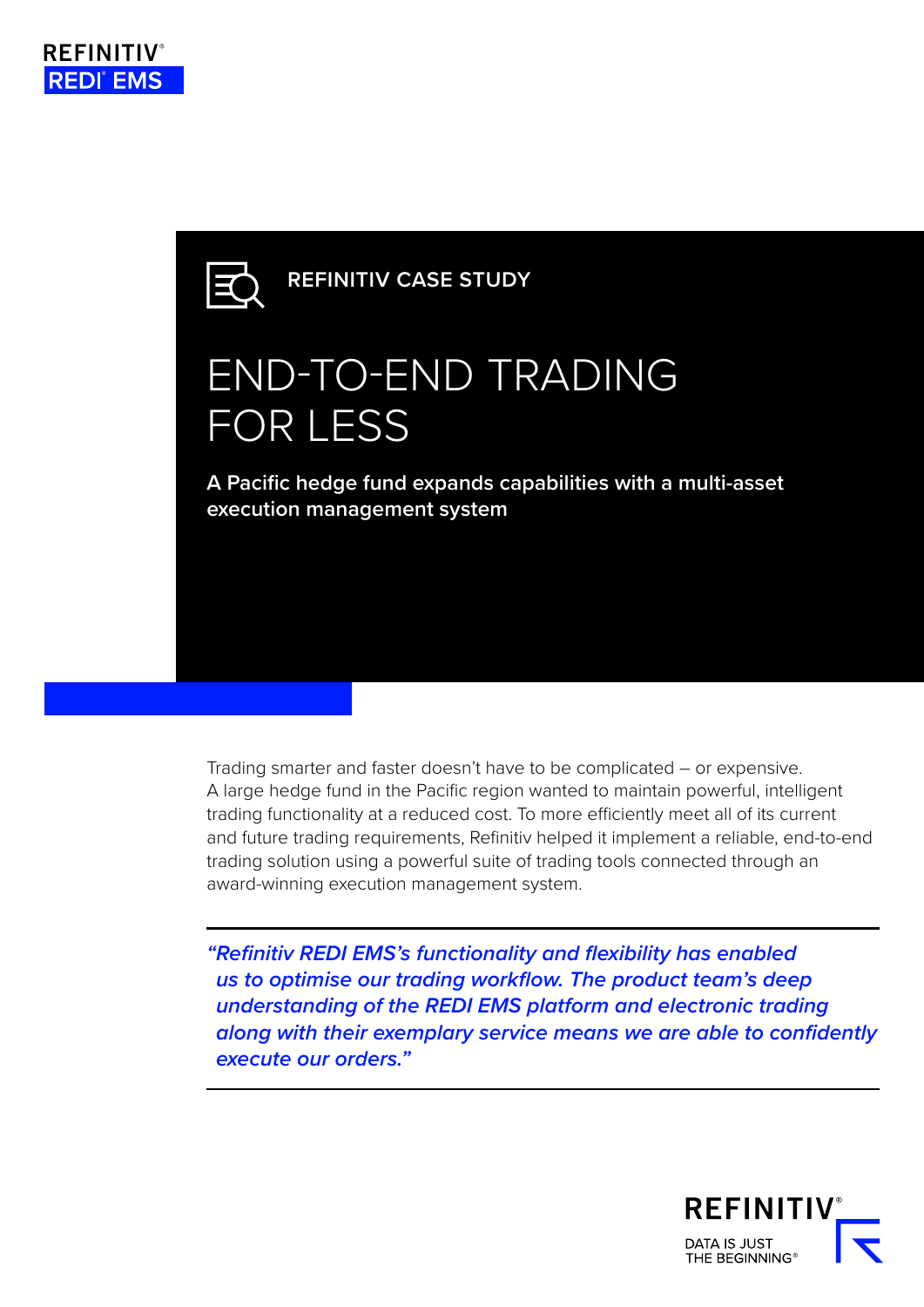REFINITIV®
REDI® EMS

REFINITIV CASE STUDY

# END-TO-END TRADING FOR LESS

**A Pacific hedge fund expands capabilities with a multi-asset execution management system**

Trading smarter and faster doesn't have to be complicated – or expensive. A large hedge fund in the Pacific region wanted to maintain powerful, intelligent trading functionality at a reduced cost. To more efficiently meet all of its current and future trading requirements, Refinitiv helped it implement a reliable, end-to-end trading solution using a powerful suite of trading tools connected through an award-winning execution management system.

> ***"Refinitiv REDI EMS's functionality and flexibility has enabled us to optimise our trading workflow. The product team's deep understanding of the REDI EMS platform and electronic trading along with their exemplary service means we are able to confidently execute our orders."***

REFINITIV®
DATA IS JUST THE BEGINNING®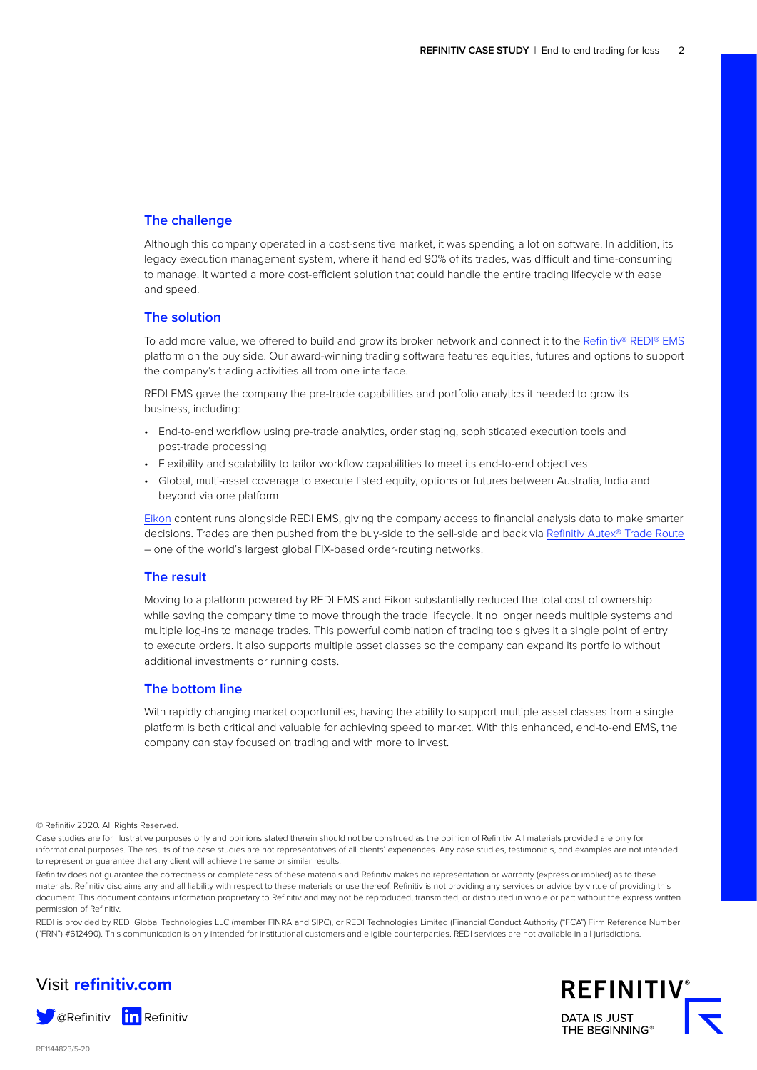## The challenge

Although this company operated in a cost-sensitive market, it was spending a lot on software. In addition, its legacy execution management system, where it handled 90% of its trades, was difficult and time-consuming to manage. It wanted a more cost-efficient solution that could handle the entire trading lifecycle with ease and speed.

## The solution

To add more value, we offered to build and grow its broker network and connect it to the Refinitiv® REDI® EMS platform on the buy side. Our award-winning trading software features equities, futures and options to support the company's trading activities all from one interface.

REDI EMS gave the company the pre-trade capabilities and portfolio analytics it needed to grow its business, including:

- End-to-end workflow using pre-trade analytics, order staging, sophisticated execution tools and post-trade processing
- Flexibility and scalability to tailor workflow capabilities to meet its end-to-end objectives
- Global, multi-asset coverage to execute listed equity, options or futures between Australia, India and beyond via one platform

Eikon content runs alongside REDI EMS, giving the company access to financial analysis data to make smarter decisions. Trades are then pushed from the buy-side to the sell-side and back via Refinitiv Autex® Trade Route – one of the world's largest global FIX-based order-routing networks.

## The result

Moving to a platform powered by REDI EMS and Eikon substantially reduced the total cost of ownership while saving the company time to move through the trade lifecycle. It no longer needs multiple systems and multiple log-ins to manage trades. This powerful combination of trading tools gives it a single point of entry to execute orders. It also supports multiple asset classes so the company can expand its portfolio without additional investments or running costs.

## The bottom line

With rapidly changing market opportunities, having the ability to support multiple asset classes from a single platform is both critical and valuable for achieving speed to market. With this enhanced, end-to-end EMS, the company can stay focused on trading and with more to invest.

© Refinitiv 2020. All Rights Reserved.

Case studies are for illustrative purposes only and opinions stated therein should not be construed as the opinion of Refinitiv. All materials provided are only for informational purposes. The results of the case studies are not representatives of all clients' experiences. Any case studies, testimonials, and examples are not intended to represent or guarantee that any client will achieve the same or similar results.

Refinitiv does not guarantee the correctness or completeness of these materials and Refinitiv makes no representation or warranty (express or implied) as to these materials. Refinitiv disclaims any and all liability with respect to these materials or use thereof. Refinitiv is not providing any services or advice by virtue of providing this document. This document contains information proprietary to Refinitiv and may not be reproduced, transmitted, or distributed in whole or part without the express written permission of Refinitiv.

REDI is provided by REDI Global Technologies LLC (member FINRA and SIPC), or REDI Technologies Limited (Financial Conduct Authority ("FCA") Firm Reference Number ("FRN") #612490). This communication is only intended for institutional customers and eligible counterparties. REDI services are not available in all jurisdictions.

Visit **refinitiv.com**

@Refinitiv Refinitiv

REFINITIV®

DATA IS JUST THE BEGINNING®

RE1144823/5-20